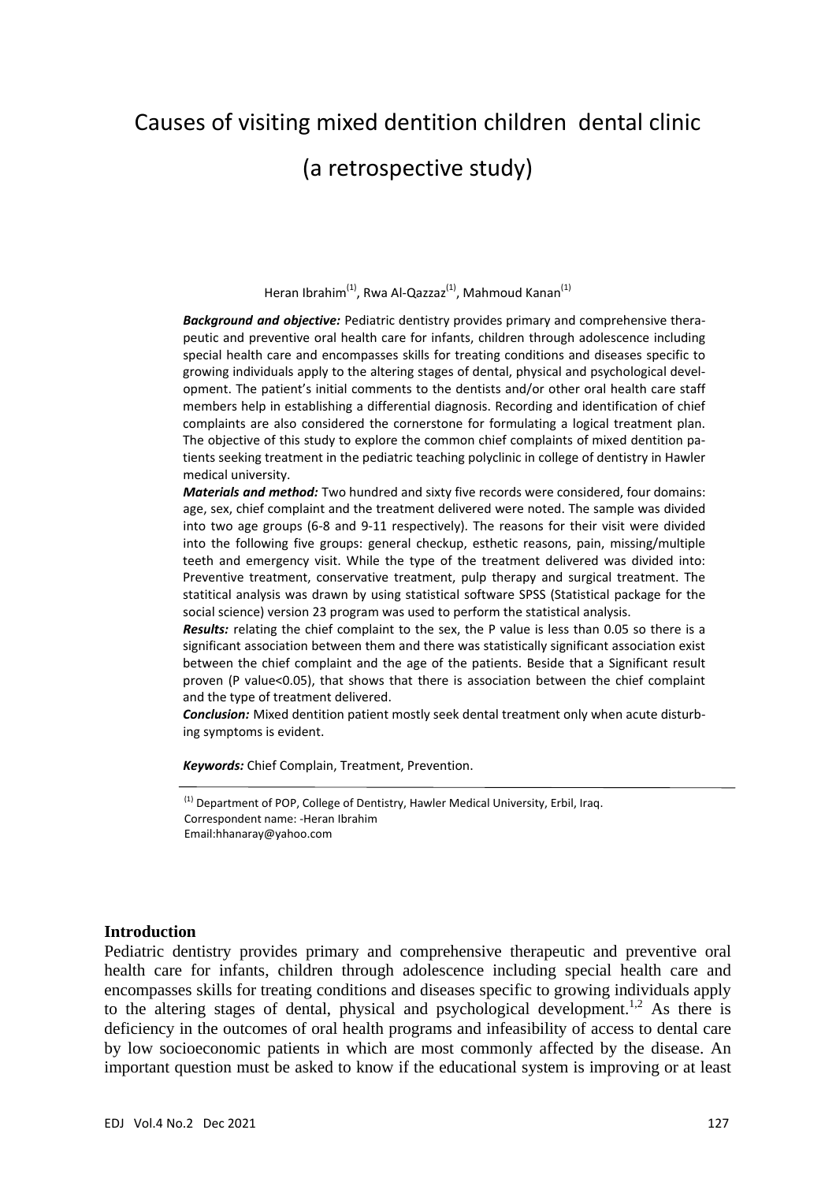# Causes of visiting mixed dentition children dental clinic (a retrospective study)

Heran Ibrahim[(1)], Rwa Al-Qazzaz[(1)], Mahmoud Kanan[(1)]

***Background and objective:*** Pediatric dentistry provides primary and comprehensive therapeutic and preventive oral health care for infants, children through adolescence including special health care and encompasses skills for treating conditions and diseases specific to growing individuals apply to the altering stages of dental, physical and psychological development. The patient's initial comments to the dentists and/or other oral health care staff members help in establishing a differential diagnosis. Recording and identification of chief complaints are also considered the cornerstone for formulating a logical treatment plan. The objective of this study to explore the common chief complaints of mixed dentition patients seeking treatment in the pediatric teaching polyclinic in college of dentistry in Hawler medical university.

***Materials and method:*** Two hundred and sixty five records were considered, four domains: age, sex, chief complaint and the treatment delivered were noted. The sample was divided into two age groups (6-8 and 9-11 respectively). The reasons for their visit were divided into the following five groups: general checkup, esthetic reasons, pain, missing/multiple teeth and emergency visit. While the type of the treatment delivered was divided into: Preventive treatment, conservative treatment, pulp therapy and surgical treatment. The statitical analysis was drawn by using statistical software SPSS (Statistical package for the social science) version 23 program was used to perform the statistical analysis.

***Results:*** relating the chief complaint to the sex, the P value is less than 0.05 so there is a significant association between them and there was statistically significant association exist between the chief complaint and the age of the patients. Beside that a Significant result proven (P value<0.05), that shows that there is association between the chief complaint and the type of treatment delivered.

***Conclusion:*** Mixed dentition patient mostly seek dental treatment only when acute disturbing symptoms is evident.

***Keywords:*** Chief Complain, Treatment, Prevention.

---

(1) Department of POP, College of Dentistry, Hawler Medical University, Erbil, Iraq.
Correspondent name: -Heran Ibrahim
Email:hhanaray@yahoo.com

## Introduction

Pediatric dentistry provides primary and comprehensive therapeutic and preventive oral health care for infants, children through adolescence including special health care and encompasses skills for treating conditions and diseases specific to growing individuals apply to the altering stages of dental, physical and psychological development.[1,2] As there is deficiency in the outcomes of oral health programs and infeasibility of access to dental care by low socioeconomic patients in which are most commonly affected by the disease. An important question must be asked to know if the educational system is improving or at least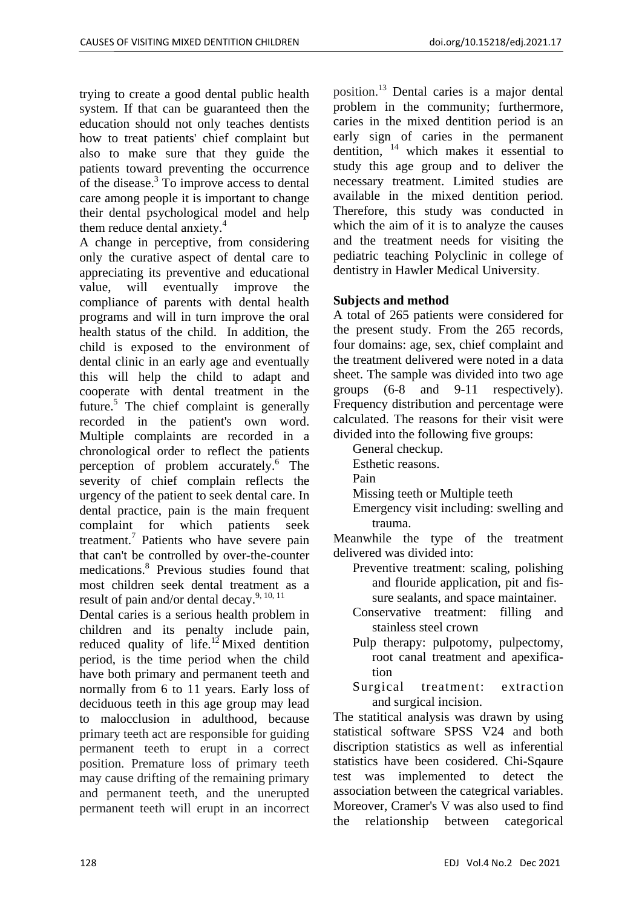trying to create a good dental public health system. If that can be guaranteed then the education should not only teaches dentists how to treat patients' chief complaint but also to make sure that they guide the patients toward preventing the occurrence of the disease.[3] To improve access to dental care among people it is important to change their dental psychological model and help them reduce dental anxiety.[4]

A change in perceptive, from considering only the curative aspect of dental care to appreciating its preventive and educational value, will eventually improve the compliance of parents with dental health programs and will in turn improve the oral health status of the child. In addition, the child is exposed to the environment of dental clinic in an early age and eventually this will help the child to adapt and cooperate with dental treatment in the future.[5] The chief complaint is generally recorded in the patient's own word. Multiple complaints are recorded in a chronological order to reflect the patients perception of problem accurately.[6] The severity of chief complain reflects the urgency of the patient to seek dental care. In dental practice, pain is the main frequent complaint for which patients seek treatment.[7] Patients who have severe pain that can't be controlled by over-the-counter medications.[8] Previous studies found that most children seek dental treatment as a result of pain and/or dental decay.[9, 10, 11]

Dental caries is a serious health problem in children and its penalty include pain, reduced quality of life.[12] Mixed dentition period, is the time period when the child have both primary and permanent teeth and normally from 6 to 11 years. Early loss of deciduous teeth in this age group may lead to malocclusion in adulthood, because primary teeth act are responsible for guiding permanent teeth to erupt in a correct position. Premature loss of primary teeth may cause drifting of the remaining primary and permanent teeth, and the unerupted permanent teeth will erupt in an incorrect position.[13] Dental caries is a major dental problem in the community; furthermore, caries in the mixed dentition period is an early sign of caries in the permanent dentition, [14] which makes it essential to study this age group and to deliver the necessary treatment. Limited studies are available in the mixed dentition period. Therefore, this study was conducted in which the aim of it is to analyze the causes and the treatment needs for visiting the pediatric teaching Polyclinic in college of dentistry in Hawler Medical University.

**Subjects and method**

A total of 265 patients were considered for the present study. From the 265 records, four domains: age, sex, chief complaint and the treatment delivered were noted in a data sheet. The sample was divided into two age groups (6-8 and 9-11 respectively). Frequency distribution and percentage were calculated. The reasons for their visit were divided into the following five groups:

- General checkup.
- Esthetic reasons.
- Pain
- Missing teeth or Multiple teeth
- Emergency visit including: swelling and trauma.

Meanwhile the type of the treatment delivered was divided into:

- Preventive treatment: scaling, polishing and flouride application, pit and fissure sealants, and space maintainer.
- Conservative treatment: filling and stainless steel crown
- Pulp therapy: pulpotomy, pulpectomy, root canal treatment and apexification
- Surgical treatment: extraction and surgical incision.

The statitical analysis was drawn by using statistical software SPSS V24 and both discription statistics as well as inferential statistics have been cosidered. Chi-Sqaure test was implemented to detect the association between the categrical variables. Moreover, Cramer's V was also used to find the relationship between categorical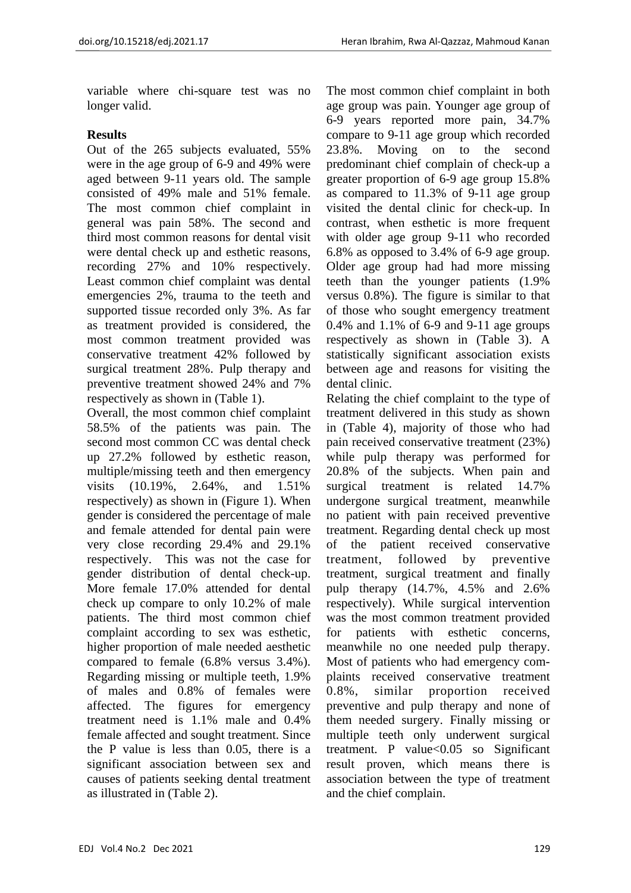variable where chi-square test was no longer valid.

**Results**

Out of the 265 subjects evaluated, 55% were in the age group of 6-9 and 49% were aged between 9-11 years old. The sample consisted of 49% male and 51% female. The most common chief complaint in general was pain 58%. The second and third most common reasons for dental visit were dental check up and esthetic reasons, recording 27% and 10% respectively. Least common chief complaint was dental emergencies 2%, trauma to the teeth and supported tissue recorded only 3%. As far as treatment provided is considered, the most common treatment provided was conservative treatment 42% followed by surgical treatment 28%. Pulp therapy and preventive treatment showed 24% and 7% respectively as shown in (Table 1).

Overall, the most common chief complaint 58.5% of the patients was pain. The second most common CC was dental check up 27.2% followed by esthetic reason, multiple/missing teeth and then emergency visits (10.19%, 2.64%, and 1.51% respectively) as shown in (Figure 1). When gender is considered the percentage of male and female attended for dental pain were very close recording 29.4% and 29.1% respectively. This was not the case for gender distribution of dental check-up. More female 17.0% attended for dental check up compare to only 10.2% of male patients. The third most common chief complaint according to sex was esthetic, higher proportion of male needed aesthetic compared to female (6.8% versus 3.4%). Regarding missing or multiple teeth, 1.9% of males and 0.8% of females were affected. The figures for emergency treatment need is 1.1% male and 0.4% female affected and sought treatment. Since the P value is less than 0.05, there is a significant association between sex and causes of patients seeking dental treatment as illustrated in (Table 2).

The most common chief complaint in both age group was pain. Younger age group of 6-9 years reported more pain, 34.7% compare to 9-11 age group which recorded 23.8%. Moving on to the second predominant chief complain of check-up a greater proportion of 6-9 age group 15.8% as compared to 11.3% of 9-11 age group visited the dental clinic for check-up. In contrast, when esthetic is more frequent with older age group 9-11 who recorded 6.8% as opposed to 3.4% of 6-9 age group. Older age group had had more missing teeth than the younger patients (1.9% versus 0.8%). The figure is similar to that of those who sought emergency treatment 0.4% and 1.1% of 6-9 and 9-11 age groups respectively as shown in (Table 3). A statistically significant association exists between age and reasons for visiting the dental clinic.

Relating the chief complaint to the type of treatment delivered in this study as shown in (Table 4), majority of those who had pain received conservative treatment (23%) while pulp therapy was performed for 20.8% of the subjects. When pain and surgical treatment is related 14.7% undergone surgical treatment, meanwhile no patient with pain received preventive treatment. Regarding dental check up most of the patient received conservative treatment, followed by preventive treatment, surgical treatment and finally pulp therapy (14.7%, 4.5% and 2.6% respectively). While surgical intervention was the most common treatment provided for patients with esthetic concerns, meanwhile no one needed pulp therapy. Most of patients who had emergency complaints received conservative treatment 0.8%, similar proportion received preventive and pulp therapy and none of them needed surgery. Finally missing or multiple teeth only underwent surgical treatment. P value<0.05 so Significant result proven, which means there is association between the type of treatment and the chief complain.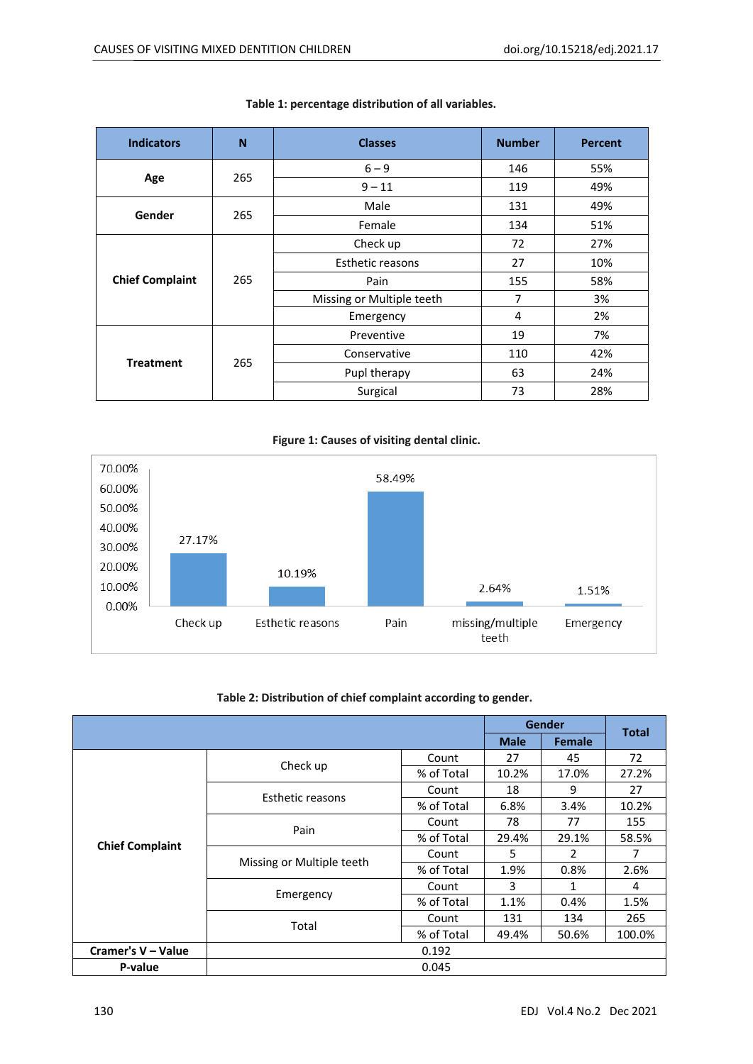**Table 1: percentage distribution of all variables.**

| Indicators | N | Classes | Number | Percent |
|---|---|---|---|---|
| **Age** | 265 | 6 – 9 | 146 | 55% |
| | | 9 – 11 | 119 | 49% |
| **Gender** | 265 | Male | 131 | 49% |
| | | Female | 134 | 51% |
| **Chief Complaint** | 265 | Check up | 72 | 27% |
| | | Esthetic reasons | 27 | 10% |
| | | Pain | 155 | 58% |
| | | Missing or Multiple teeth | 7 | 3% |
| | | Emergency | 4 | 2% |
| **Treatment** | 265 | Preventive | 19 | 7% |
| | | Conservative | 110 | 42% |
| | | Pupl therapy | 63 | 24% |
| | | Surgical | 73 | 28% |

**Figure 1: Causes of visiting dental clinic.**

**Table 2: Distribution of chief complaint according to gender.**

| | | | Gender | | Total |
|---|---|---|---|---|---|
| | | | **Male** | **Female** | |
| **Chief Complaint** | Check up | Count | 27 | 45 | 72 |
| | | % of Total | 10.2% | 17.0% | 27.2% |
| | Esthetic reasons | Count | 18 | 9 | 27 |
| | | % of Total | 6.8% | 3.4% | 10.2% |
| | Pain | Count | 78 | 77 | 155 |
| | | % of Total | 29.4% | 29.1% | 58.5% |
| | Missing or Multiple teeth | Count | 5 | 2 | 7 |
| | | % of Total | 1.9% | 0.8% | 2.6% |
| | Emergency | Count | 3 | 1 | 4 |
| | | % of Total | 1.1% | 0.4% | 1.5% |
| | Total | Count | 131 | 134 | 265 |
| | | % of Total | 49.4% | 50.6% | 100.0% |
| **Cramer's V – Value** | 0.192 | | | | |
| **P-value** | 0.045 | | | | |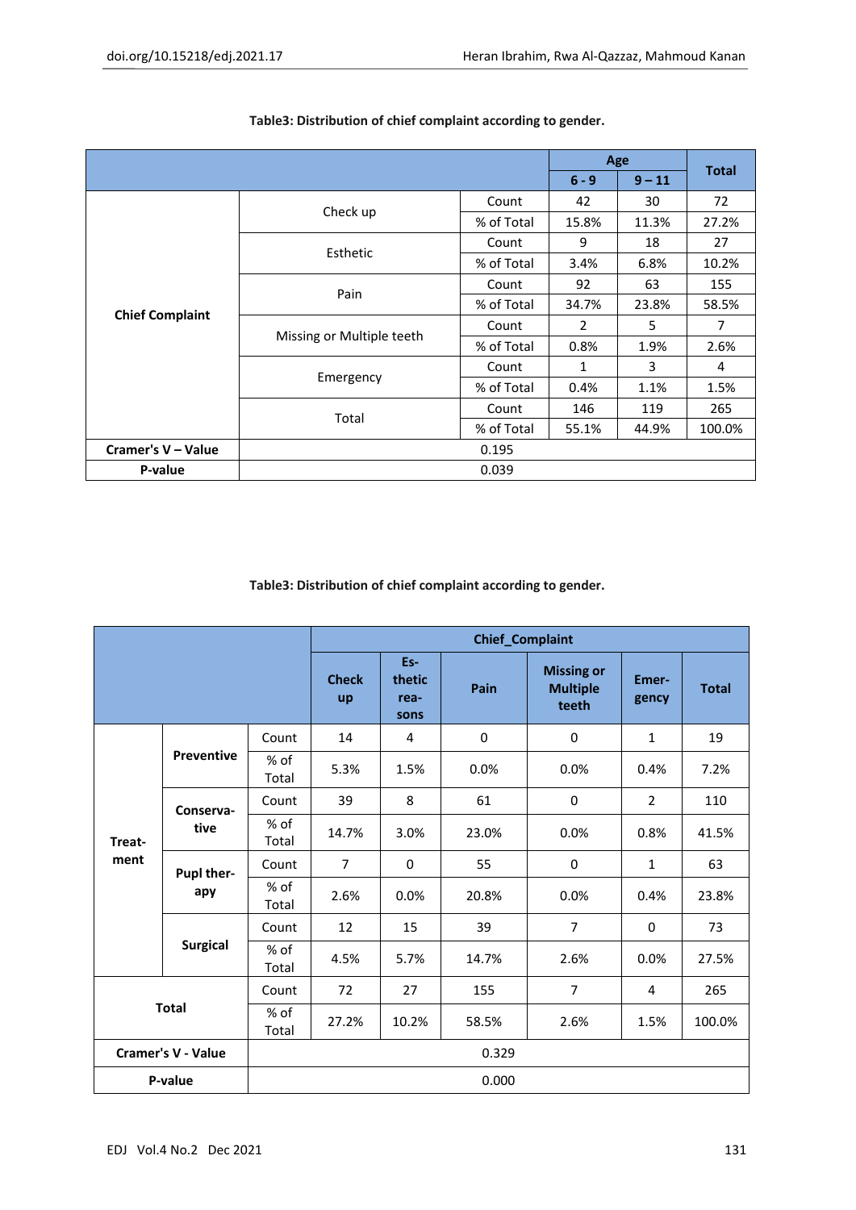**Table3: Distribution of chief complaint according to gender.**

| | | | Age | | Total |
|---|---|---|---|---|---|
| | | | 6 - 9 | 9 – 11 | |
| Chief Complaint | Check up | Count | 42 | 30 | 72 |
| | | % of Total | 15.8% | 11.3% | 27.2% |
| | Esthetic | Count | 9 | 18 | 27 |
| | | % of Total | 3.4% | 6.8% | 10.2% |
| | Pain | Count | 92 | 63 | 155 |
| | | % of Total | 34.7% | 23.8% | 58.5% |
| | Missing or Multiple teeth | Count | 2 | 5 | 7 |
| | | % of Total | 0.8% | 1.9% | 2.6% |
| | Emergency | Count | 1 | 3 | 4 |
| | | % of Total | 0.4% | 1.1% | 1.5% |
| | Total | Count | 146 | 119 | 265 |
| | | % of Total | 55.1% | 44.9% | 100.0% |
| Cramer's V – Value | 0.195 | | | | |
| P-value | 0.039 | | | | |

**Table3: Distribution of chief complaint according to gender.**

| | | | Chief_Complaint | | | | | |
|---|---|---|---|---|---|---|---|---|
| | | | Check up | Esthetic reasons | Pain | Missing or Multiple teeth | Emergency | Total |
| Treatment | Preventive | Count | 14 | 4 | 0 | 0 | 1 | 19 |
| | | % of Total | 5.3% | 1.5% | 0.0% | 0.0% | 0.4% | 7.2% |
| | Conservative | Count | 39 | 8 | 61 | 0 | 2 | 110 |
| | | % of Total | 14.7% | 3.0% | 23.0% | 0.0% | 0.8% | 41.5% |
| | Pupl therapy | Count | 7 | 0 | 55 | 0 | 1 | 63 |
| | | % of Total | 2.6% | 0.0% | 20.8% | 0.0% | 0.4% | 23.8% |
| | Surgical | Count | 12 | 15 | 39 | 7 | 0 | 73 |
| | | % of Total | 4.5% | 5.7% | 14.7% | 2.6% | 0.0% | 27.5% |
| Total | | Count | 72 | 27 | 155 | 7 | 4 | 265 |
| | | % of Total | 27.2% | 10.2% | 58.5% | 2.6% | 1.5% | 100.0% |
| Cramer's V - Value | | 0.329 | | | | | | |
| P-value | | 0.000 | | | | | | |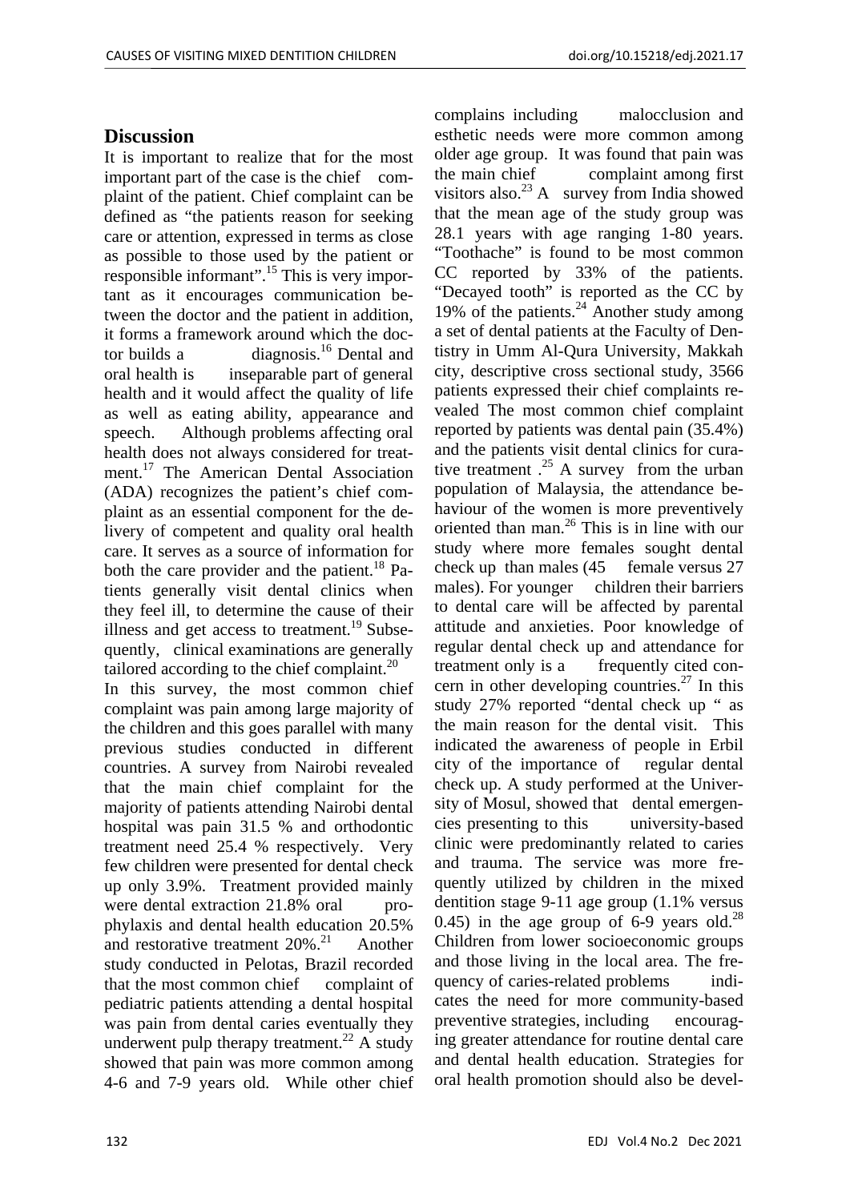## Discussion

It is important to realize that for the most important part of the case is the chief complaint of the patient. Chief complaint can be defined as "the patients reason for seeking care or attention, expressed in terms as close as possible to those used by the patient or responsible informant".[15] This is very important as it encourages communication between the doctor and the patient in addition, it forms a framework around which the doctor builds a diagnosis.[16] Dental and oral health is inseparable part of general health and it would affect the quality of life as well as eating ability, appearance and speech. Although problems affecting oral health does not always considered for treatment.[17] The American Dental Association (ADA) recognizes the patient's chief complaint as an essential component for the delivery of competent and quality oral health care. It serves as a source of information for both the care provider and the patient.[18] Patients generally visit dental clinics when they feel ill, to determine the cause of their illness and get access to treatment.[19] Subsequently, clinical examinations are generally tailored according to the chief complaint.[20]

In this survey, the most common chief complaint was pain among large majority of the children and this goes parallel with many previous studies conducted in different countries. A survey from Nairobi revealed that the main chief complaint for the majority of patients attending Nairobi dental hospital was pain 31.5 % and orthodontic treatment need 25.4 % respectively. Very few children were presented for dental check up only 3.9%. Treatment provided mainly were dental extraction 21.8% oral prophylaxis and dental health education 20.5% and restorative treatment 20%.[21] Another study conducted in Pelotas, Brazil recorded that the most common chief complaint of pediatric patients attending a dental hospital was pain from dental caries eventually they underwent pulp therapy treatment.[22] A study showed that pain was more common among 4-6 and 7-9 years old. While other chief complains including malocclusion and esthetic needs were more common among older age group. It was found that pain was the main chief complaint among first visitors also.[23] A survey from India showed that the mean age of the study group was 28.1 years with age ranging 1-80 years. "Toothache" is found to be most common CC reported by 33% of the patients. "Decayed tooth" is reported as the CC by 19% of the patients.[24] Another study among a set of dental patients at the Faculty of Dentistry in Umm Al-Qura University, Makkah city, descriptive cross sectional study, 3566 patients expressed their chief complaints revealed The most common chief complaint reported by patients was dental pain (35.4%) and the patients visit dental clinics for curative treatment .[25] A survey from the urban population of Malaysia, the attendance behaviour of the women is more preventively oriented than man.[26] This is in line with our study where more females sought dental check up than males (45 female versus 27 males). For younger children their barriers to dental care will be affected by parental attitude and anxieties. Poor knowledge of regular dental check up and attendance for treatment only is a frequently cited concern in other developing countries.[27] In this study 27% reported "dental check up " as the main reason for the dental visit. This indicated the awareness of people in Erbil city of the importance of regular dental check up. A study performed at the University of Mosul, showed that dental emergencies presenting to this university-based clinic were predominantly related to caries and trauma. The service was more frequently utilized by children in the mixed dentition stage 9-11 age group (1.1% versus 0.45) in the age group of 6-9 years old.[28] Children from lower socioeconomic groups and those living in the local area. The frequency of caries-related problems indicates the need for more community-based preventive strategies, including encouraging greater attendance for routine dental care and dental health education. Strategies for oral health promotion should also be devel-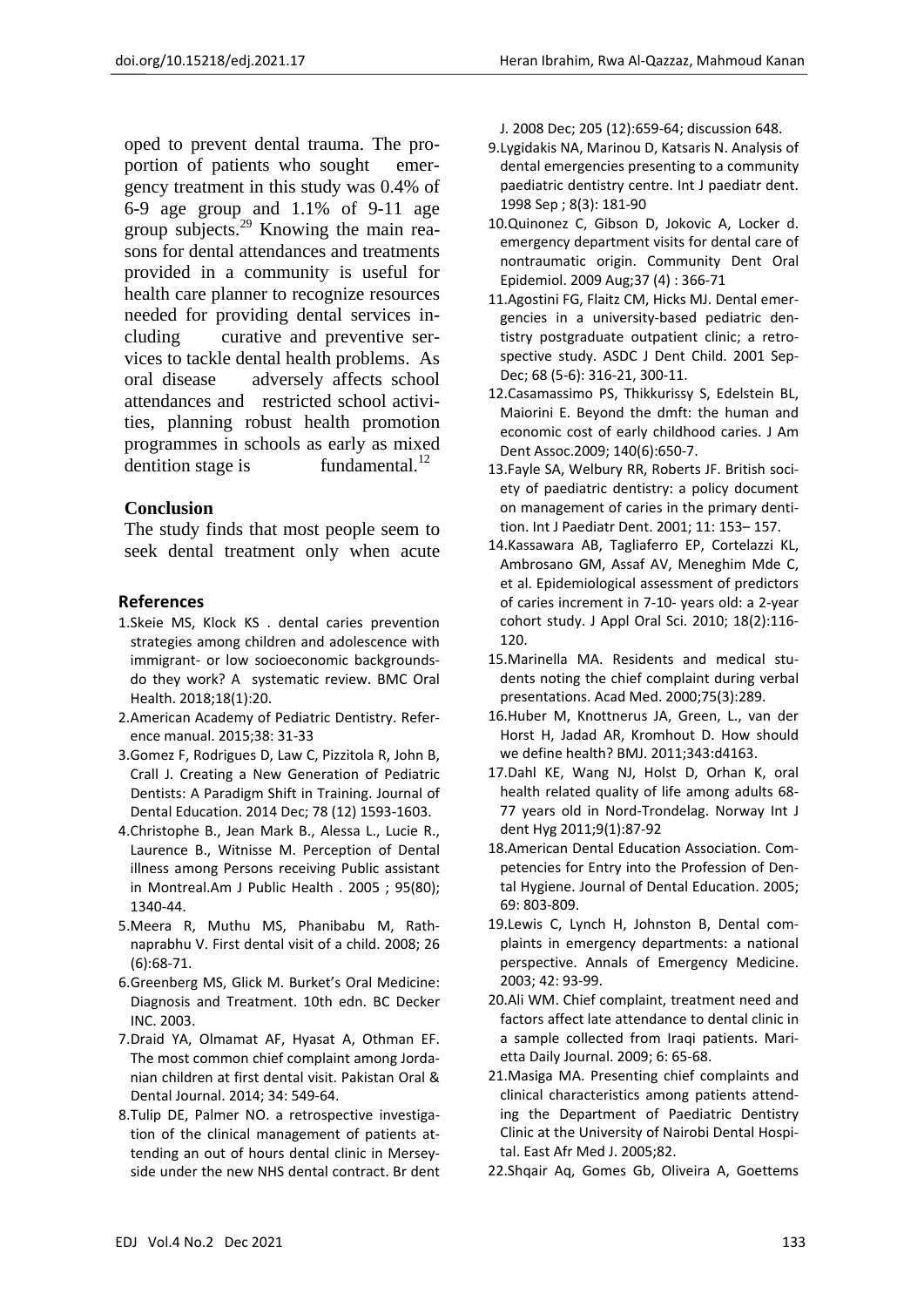oped to prevent dental trauma. The proportion of patients who sought emergency treatment in this study was 0.4% of 6-9 age group and 1.1% of 9-11 age group subjects.[29] Knowing the main reasons for dental attendances and treatments provided in a community is useful for health care planner to recognize resources needed for providing dental services including curative and preventive services to tackle dental health problems. As oral disease adversely affects school attendances and restricted school activities, planning robust health promotion programmes in schools as early as mixed dentition stage is fundamental.[12]

## Conclusion

The study finds that most people seem to seek dental treatment only when acute

## References

1. Skeie MS, Klock KS . dental caries prevention strategies among children and adolescence with immigrant- or low socioeconomic backgrounds-do they work? A systematic review. BMC Oral Health. 2018;18(1):20.
2. American Academy of Pediatric Dentistry. Reference manual. 2015;38: 31-33
3. Gomez F, Rodrigues D, Law C, Pizzitola R, John B, Crall J. Creating a New Generation of Pediatric Dentists: A Paradigm Shift in Training. Journal of Dental Education. 2014 Dec; 78 (12) 1593-1603.
4. Christophe B., Jean Mark B., Alessa L., Lucie R., Laurence B., Witnisse M. Perception of Dental illness among Persons receiving Public assistant in Montreal.Am J Public Health . 2005 ; 95(80); 1340-44.
5. Meera R, Muthu MS, Phanibabu M, Rathnaprabhu V. First dental visit of a child. 2008; 26 (6):68-71.
6. Greenberg MS, Glick M. Burket's Oral Medicine: Diagnosis and Treatment. 10th edn. BC Decker INC. 2003.
7. Draid YA, Olmamat AF, Hyasat A, Othman EF. The most common chief complaint among Jordanian children at first dental visit. Pakistan Oral & Dental Journal. 2014; 34: 549-64.
8. Tulip DE, Palmer NO. a retrospective investigation of the clinical management of patients attending an out of hours dental clinic in Merseyside under the new NHS dental contract. Br dent J. 2008 Dec; 205 (12):659-64; discussion 648.
9. Lygidakis NA, Marinou D, Katsaris N. Analysis of dental emergencies presenting to a community paediatric dentistry centre. Int J paediatr dent. 1998 Sep ; 8(3): 181-90
10. Quinonez C, Gibson D, Jokovic A, Locker d. emergency department visits for dental care of nontraumatic origin. Community Dent Oral Epidemiol. 2009 Aug;37 (4) : 366-71
11. Agostini FG, Flaitz CM, Hicks MJ. Dental emergencies in a university-based pediatric dentistry postgraduate outpatient clinic; a retrospective study. ASDC J Dent Child. 2001 Sep-Dec; 68 (5-6): 316-21, 300-11.
12. Casamassimo PS, Thikkurissy S, Edelstein BL, Maiorini E. Beyond the dmft: the human and economic cost of early childhood caries. J Am Dent Assoc.2009; 140(6):650-7.
13. Fayle SA, Welbury RR, Roberts JF. British society of paediatric dentistry: a policy document on management of caries in the primary dentition. Int J Paediatr Dent. 2001; 11: 153– 157.
14. Kassawara AB, Tagliaferro EP, Cortelazzi KL, Ambrosano GM, Assaf AV, Meneghim Mde C, et al. Epidemiological assessment of predictors of caries increment in 7-10- years old: a 2-year cohort study. J Appl Oral Sci. 2010; 18(2):116-120.
15. Marinella MA. Residents and medical students noting the chief complaint during verbal presentations. Acad Med. 2000;75(3):289.
16. Huber M, Knottnerus JA, Green, L., van der Horst H, Jadad AR, Kromhout D. How should we define health? BMJ. 2011;343:d4163.
17. Dahl KE, Wang NJ, Holst D, Orhan K, oral health related quality of life among adults 68-77 years old in Nord-Trondelag. Norway Int J dent Hyg 2011;9(1):87-92
18. American Dental Education Association. Competencies for Entry into the Profession of Dental Hygiene. Journal of Dental Education. 2005; 69: 803-809.
19. Lewis C, Lynch H, Johnston B, Dental complaints in emergency departments: a national perspective. Annals of Emergency Medicine. 2003; 42: 93-99.
20. Ali WM. Chief complaint, treatment need and factors affect late attendance to dental clinic in a sample collected from Iraqi patients. Marietta Daily Journal. 2009; 6: 65-68.
21. Masiga MA. Presenting chief complaints and clinical characteristics among patients attending the Department of Paediatric Dentistry Clinic at the University of Nairobi Dental Hospital. East Afr Med J. 2005;82.
22. Shqair Aq, Gomes Gb, Oliveira A, Goettems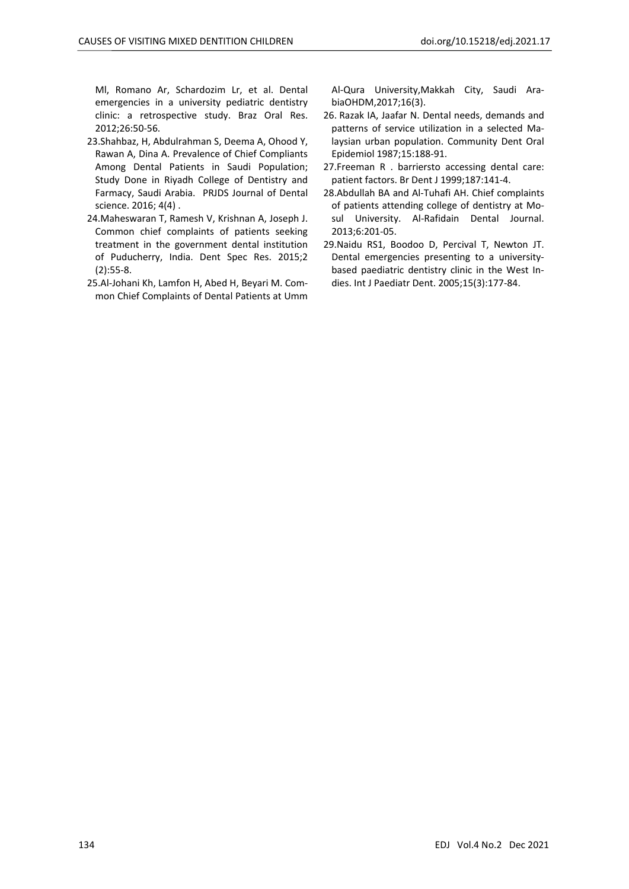Ml, Romano Ar, Schardozim Lr, et al. Dental emergencies in a university pediatric dentistry clinic: a retrospective study. Braz Oral Res. 2012;26:50-56.

23. Shahbaz, H, Abdulrahman S, Deema A, Ohood Y, Rawan A, Dina A. Prevalence of Chief Compliants Among Dental Patients in Saudi Population; Study Done in Riyadh College of Dentistry and Farmacy, Saudi Arabia. PRJDS Journal of Dental science. 2016; 4(4) .

24. Maheswaran T, Ramesh V, Krishnan A, Joseph J. Common chief complaints of patients seeking treatment in the government dental institution of Puducherry, India. Dent Spec Res. 2015;2 (2):55-8.

25. Al-Johani Kh, Lamfon H, Abed H, Beyari M. Common Chief Complaints of Dental Patients at Umm Al-Qura University,Makkah City, Saudi ArabiaOHDM,2017;16(3).

26. Razak IA, Jaafar N. Dental needs, demands and patterns of service utilization in a selected Malaysian urban population. Community Dent Oral Epidemiol 1987;15:188-91.

27. Freeman R . barriersto accessing dental care: patient factors. Br Dent J 1999;187:141-4.

28. Abdullah BA and Al-Tuhafi AH. Chief complaints of patients attending college of dentistry at Mosul University. Al-Rafidain Dental Journal. 2013;6:201-05.

29. Naidu RS1, Boodoo D, Percival T, Newton JT. Dental emergencies presenting to a university-based paediatric dentistry clinic in the West Indies. Int J Paediatr Dent. 2005;15(3):177-84.